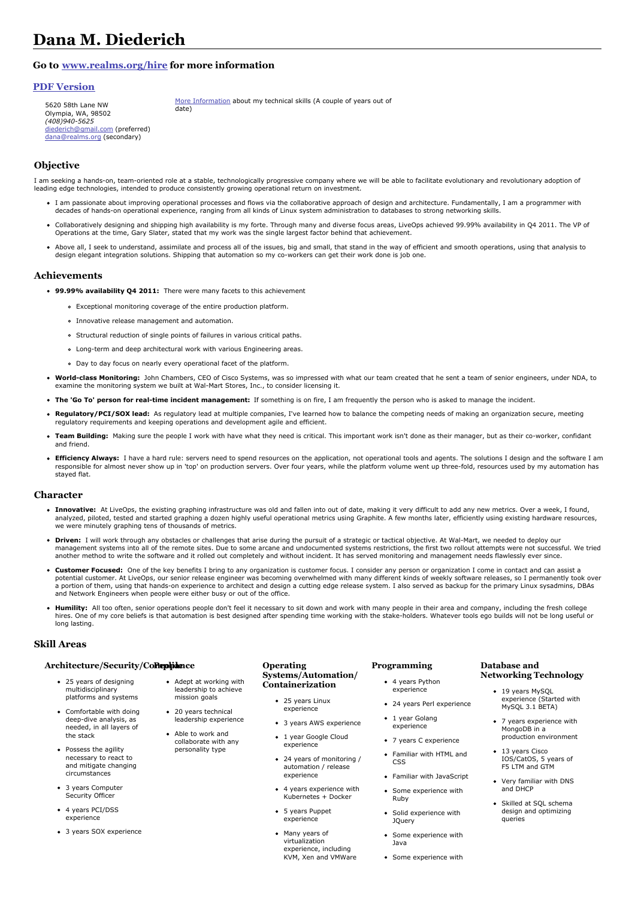# Dana M. Diederich

### Go to [www.realms.org/hire](www.realms.org/hire) for more information

#### PDF Version

5620 58th Lane NW
Olympia, WA, 98502
*(408)940-5625*
diederich@gmail.com (preferred)
dana@realms.org (secondary)

More Information about my technical skills (A couple of years out of date)

## Objective

I am seeking a hands-on, team-oriented role at a stable, technologically progressive company where we will be able to facilitate evolutionary and revolutionary adoption of leading edge technologies, intended to produce consistently growing operational return on investment.

- I am passionate about improving operational processes and flows via the collaborative approach of design and architecture. Fundamentally, I am a programmer with decades of hands-on operational experience, ranging from all kinds of Linux system administration to databases to strong networking skills.
- Collaboratively designing and shipping high availability is my forte. Through many and diverse focus areas, LiveOps achieved 99.99% availability in Q4 2011. The VP of Operations at the time, Gary Slater, stated that my work was the single largest factor behind that achievement.
- Above all, I seek to understand, assimilate and process all of the issues, big and small, that stand in the way of efficient and smooth operations, using that analysis to design elegant integration solutions. Shipping that automation so my co-workers can get their work done is job one.

## Achievements

- **99.99% availability Q4 2011:** There were many facets to this achievement
  - Exceptional monitoring coverage of the entire production platform.
  - Innovative release management and automation.
  - Structural reduction of single points of failures in various critical paths.
  - Long-term and deep architectural work with various Engineering areas.
  - Day to day focus on nearly every operational facet of the platform.
- **World-class Monitoring:** John Chambers, CEO of Cisco Systems, was so impressed with what our team created that he sent a team of senior engineers, under NDA, to examine the monitoring system we built at Wal-Mart Stores, Inc., to consider licensing it.
- **The 'Go To' person for real-time incident management:** If something is on fire, I am frequently the person who is asked to manage the incident.
- **Regulatory/PCI/SOX lead:** As regulatory lead at multiple companies, I've learned how to balance the competing needs of making an organization secure, meeting regulatory requirements and keeping operations and development agile and efficient.
- **Team Building:** Making sure the people I work with have what they need is critical. This important work isn't done as their manager, but as their co-worker, confidant and friend.
- **Efficiency Always:** I have a hard rule: servers need to spend resources on the application, not operational tools and agents. The solutions I design and the software I am responsible for almost never show up in 'top' on production servers. Over four years, while the platform volume went up three-fold, resources used by my automation has stayed flat.

## Character

- **Innovative:** At LiveOps, the existing graphing infrastructure was old and fallen into out of date, making it very difficult to add any new metrics. Over a week, I found, analyzed, piloted, tested and started graphing a dozen highly useful operational metrics using Graphite. A few months later, efficiently using existing hardware resources, we were minutely graphing tens of thousands of metrics.
- **Driven:** I will work through any obstacles or challenges that arise during the pursuit of a strategic or tactical objective. At Wal-Mart, we needed to deploy our management systems into all of the remote sites. Due to some arcane and undocumented systems restrictions, the first two rollout attempts were not successful. We tried another method to write the software and it rolled out completely and without incident. It has served monitoring and management needs flawlessly ever since.
- **Customer Focused:** One of the key benefits I bring to any organization is customer focus. I consider any person or organization I come in contact and can assist a potential customer. At LiveOps, our senior release engineer was becoming overwhelmed with many different kinds of weekly software releases, so I permanently took over a portion of them, using that hands-on experience to architect and design a cutting edge release system. I also served as backup for the primary Linux sysadmins, DBAs and Network Engineers when people were either busy or out of the office.
- **Humility:** All too often, senior operations people don't feel it necessary to sit down and work with many people in their area and company, including the fresh college hires. One of my core beliefs is that automation is best designed after spending time working with the stake-holders. Whatever tools ego builds will not be long useful or long lasting.

## Skill Areas

#### Architecture/Security/Compliance

- 25 years of designing multidisciplinary platforms and systems
- Comfortable with doing deep-dive analysis, as needed, in all layers of the stack
- Possess the agility necessary to react to and mitigate changing circumstances
- 3 years Computer Security Officer
- 4 years PCI/DSS experience
- 3 years SOX experience

#### People

- Adept at working with leadership to achieve mission goals
- 20 years technical leadership experience
- Able to work and collaborate with any personality type

#### Operating Systems/Automation/ Containerization

- 25 years Linux experience
- 3 years AWS experience
- 1 year Google Cloud experience
- 24 years of monitoring / automation / release experience
- 4 years experience with Kubernetes + Docker
- 5 years Puppet experience
- Many years of virtualization experience, including KVM, Xen and VMWare

#### Programming

- 4 years Python experience
- 24 years Perl experience
- 1 year Golang experience
- 7 years C experience
- Familiar with HTML and CSS
- Familiar with JavaScript
- Some experience with Ruby
- Solid experience with JQuery
- Some experience with Java
- Some experience with

#### Database and Networking Technology

- 19 years MySQL experience (Started with MySQL 3.1 BETA)
- 7 years experience with MongoDB in a production environment
- 13 years Cisco IOS/CatOS, 5 years of F5 LTM and GTM
- Very familiar with DNS and DHCP
- Skilled at SQL schema design and optimizing queries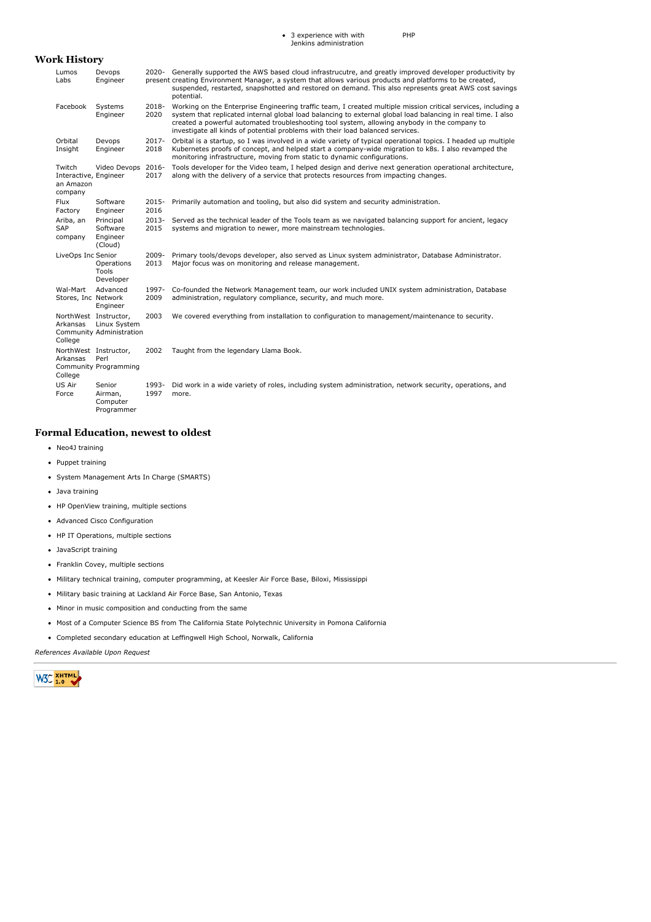- 3 experience with with Jenkins administration

PHP

## Work History

| | | | |
|---|---|---|---|
| Lumos Labs | Devops Engineer | 2020-present | Generally supported the AWS based cloud infrastrucutre, and greatly improved developer productivity by creating Environment Manager, a system that allows various products and platforms to be created, suspended, restarted, snapshotted and restored on demand. This also represents great AWS cost savings potential. |
| Facebook | Systems Engineer | 2018-2020 | Working on the Enterprise Engineering traffic team, I created multiple mission critical services, including a system that replicated internal global load balancing to external global load balancing in real time. I also created a powerful automated troubleshooting tool system, allowing anybody in the company to investigate all kinds of potential problems with their load balanced services. |
| Orbital Insight | Devops Engineer | 2017-2018 | Orbital is a startup, so I was involved in a wide variety of typical operational topics. I headed up multiple Kubernetes proofs of concept, and helped start a company-wide migration to k8s. I also revamped the monitoring infrastructure, moving from static to dynamic configurations. |
| Twitch Interactive, an Amazon company | Video Devops Engineer | 2016-2017 | Tools developer for the Video team, I helped design and derive next generation operational architecture, along with the delivery of a service that protects resources from impacting changes. |
| Flux Factory | Software Engineer | 2015-2016 | Primarily automation and tooling, but also did system and security administration. |
| Ariba, an SAP company | Principal Software Engineer (Cloud) | 2013-2015 | Served as the technical leader of the Tools team as we navigated balancing support for ancient, legacy systems and migration to newer, more mainstream technologies. |
| LiveOps Inc | Senior Operations Tools Developer | 2009-2013 | Primary tools/devops developer, also served as Linux system administrator, Database Administrator. Major focus was on monitoring and release management. |
| Wal-Mart Stores, Inc | Advanced Network Engineer | 1997-2009 | Co-founded the Network Management team, our work included UNIX system administration, Database administration, regulatory compliance, security, and much more. |
| NorthWest Arkansas Community College | Instructor, Linux System Administration | 2003 | We covered everything from installation to configuration to management/maintenance to security. |
| NorthWest Arkansas Community College | Instructor, Perl Programming | 2002 | Taught from the legendary Llama Book. |
| US Air Force | Senior Airman, Computer Programmer | 1993-1997 | Did work in a wide variety of roles, including system administration, network security, operations, and more. |

## Formal Education, newest to oldest

- Neo4J training
- Puppet training
- System Management Arts In Charge (SMARTS)
- Java training
- HP OpenView training, multiple sections
- Advanced Cisco Configuration
- HP IT Operations, multiple sections
- JavaScript training
- Franklin Covey, multiple sections
- Military technical training, computer programming, at Keesler Air Force Base, Biloxi, Mississippi
- Military basic training at Lackland Air Force Base, San Antonio, Texas
- Minor in music composition and conducting from the same
- Most of a Computer Science BS from The California State Polytechnic University in Pomona California
- Completed secondary education at Leffingwell High School, Norwalk, California

*References Available Upon Request*

---

W3C XHTML 1.0